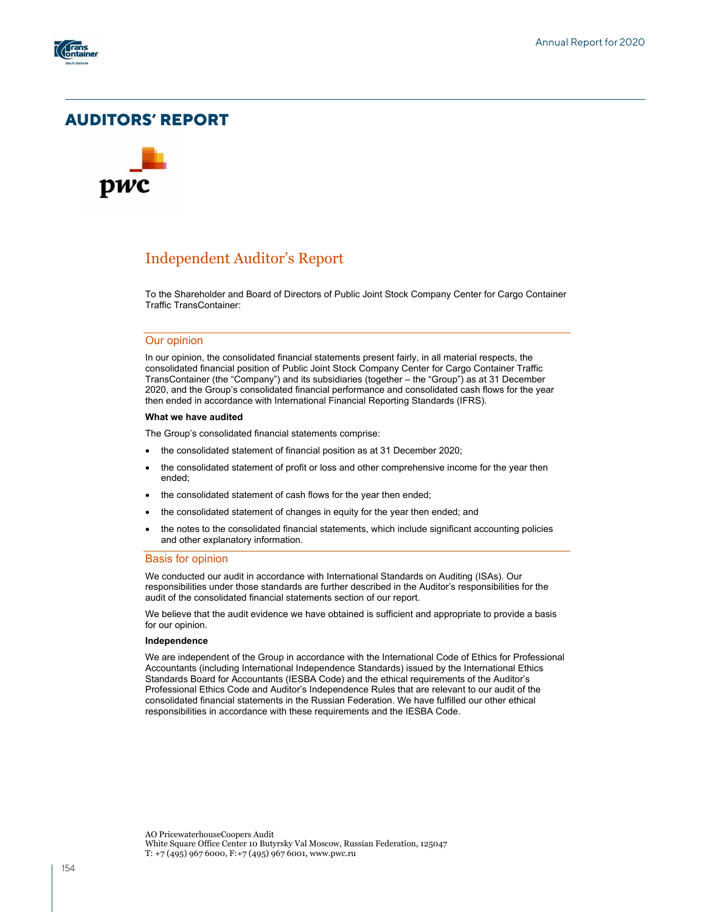# AUDITORS' REPORT

## Independent Auditor's Report

To the Shareholder and Board of Directors of Public Joint Stock Company Center for Cargo Container Traffic TransContainer:

### Our opinion

In our opinion, the consolidated financial statements present fairly, in all material respects, the consolidated financial position of Public Joint Stock Company Center for Cargo Container Traffic TransContainer (the "Company") and its subsidiaries (together – the "Group") as at 31 December 2020, and the Group's consolidated financial performance and consolidated cash flows for the year then ended in accordance with International Financial Reporting Standards (IFRS).

**What we have audited**

The Group's consolidated financial statements comprise:

- the consolidated statement of financial position as at 31 December 2020;
- the consolidated statement of profit or loss and other comprehensive income for the year then ended;
- the consolidated statement of cash flows for the year then ended;
- the consolidated statement of changes in equity for the year then ended; and
- the notes to the consolidated financial statements, which include significant accounting policies and other explanatory information.

### Basis for opinion

We conducted our audit in accordance with International Standards on Auditing (ISAs). Our responsibilities under those standards are further described in the Auditor's responsibilities for the audit of the consolidated financial statements section of our report.

We believe that the audit evidence we have obtained is sufficient and appropriate to provide a basis for our opinion.

**Independence**

We are independent of the Group in accordance with the International Code of Ethics for Professional Accountants (including International Independence Standards) issued by the International Ethics Standards Board for Accountants (IESBA Code) and the ethical requirements of the Auditor's Professional Ethics Code and Auditor's Independence Rules that are relevant to our audit of the consolidated financial statements in the Russian Federation. We have fulfilled our other ethical responsibilities in accordance with these requirements and the IESBA Code.

AO PricewaterhouseCoopers Audit
White Square Office Center 10 Butyrsky Val Moscow, Russian Federation, 125047
T: +7 (495) 967 6000, F:+7 (495) 967 6001, www.pwc.ru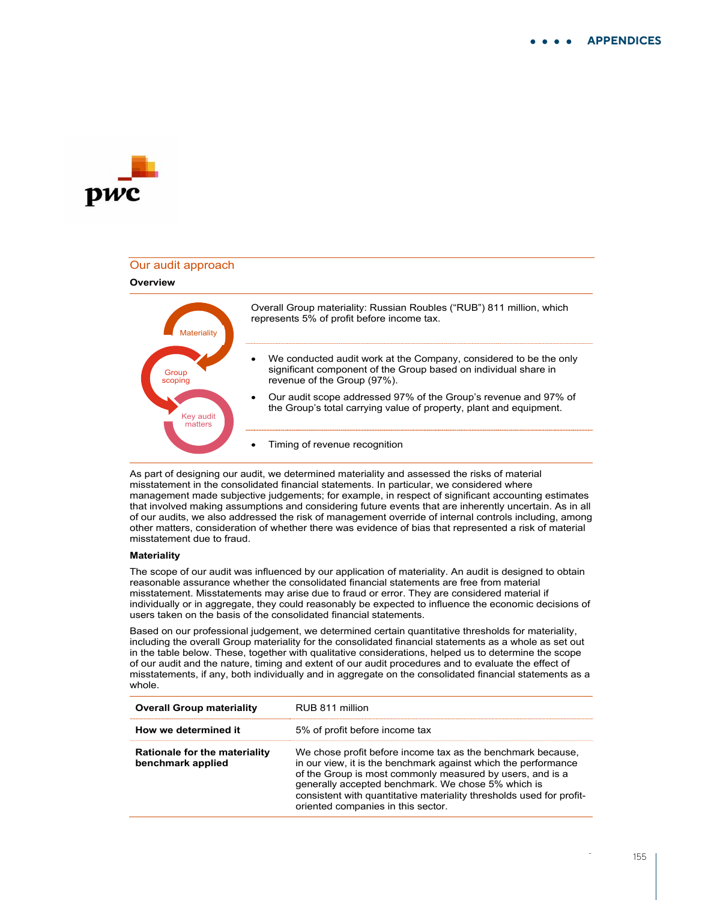## Our audit approach

### Overview

| | |
|---|---|
| Materiality | Overall Group materiality: Russian Roubles ("RUB") 811 million, which represents 5% of profit before income tax. |
| Group scoping | • We conducted audit work at the Company, considered to be the only significant component of the Group based on individual share in revenue of the Group (97%).<br>• Our audit scope addressed 97% of the Group's revenue and 97% of the Group's total carrying value of property, plant and equipment. |
| Key audit matters | • Timing of revenue recognition |

As part of designing our audit, we determined materiality and assessed the risks of material misstatement in the consolidated financial statements. In particular, we considered where management made subjective judgements; for example, in respect of significant accounting estimates that involved making assumptions and considering future events that are inherently uncertain. As in all of our audits, we also addressed the risk of management override of internal controls including, among other matters, consideration of whether there was evidence of bias that represented a risk of material misstatement due to fraud.

### Materiality

The scope of our audit was influenced by our application of materiality. An audit is designed to obtain reasonable assurance whether the consolidated financial statements are free from material misstatement. Misstatements may arise due to fraud or error. They are considered material if individually or in aggregate, they could reasonably be expected to influence the economic decisions of users taken on the basis of the consolidated financial statements.

Based on our professional judgement, we determined certain quantitative thresholds for materiality, including the overall Group materiality for the consolidated financial statements as a whole as set out in the table below. These, together with qualitative considerations, helped us to determine the scope of our audit and the nature, timing and extent of our audit procedures and to evaluate the effect of misstatements, if any, both individually and in aggregate on the consolidated financial statements as a whole.

| | |
|---|---|
| **Overall Group materiality** | RUB 811 million |
| **How we determined it** | 5% of profit before income tax |
| **Rationale for the materiality benchmark applied** | We chose profit before income tax as the benchmark because, in our view, it is the benchmark against which the performance of the Group is most commonly measured by users, and is a generally accepted benchmark. We chose 5% which is consistent with quantitative materiality thresholds used for profit-oriented companies in this sector. |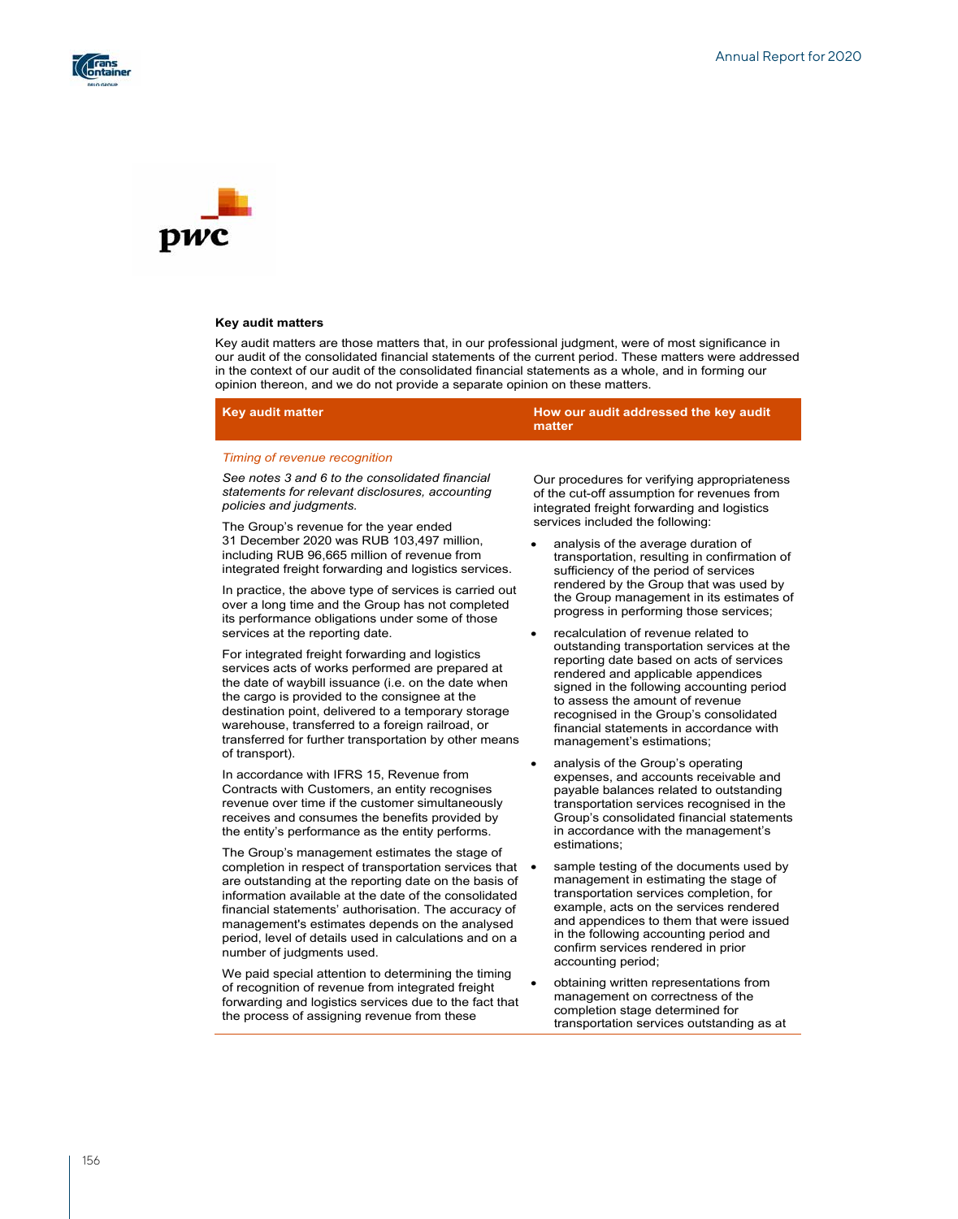### Key audit matters

Key audit matters are those matters that, in our professional judgment, were of most significance in our audit of the consolidated financial statements of the current period. These matters were addressed in the context of our audit of the consolidated financial statements as a whole, and in forming our opinion thereon, and we do not provide a separate opinion on these matters.

| Key audit matter | How our audit addressed the key audit matter |
|---|---|
| *Timing of revenue recognition*<br><br>*See notes 3 and 6 to the consolidated financial statements for relevant disclosures, accounting policies and judgments.*<br><br>The Group's revenue for the year ended 31 December 2020 was RUB 103,497 million, including RUB 96,665 million of revenue from integrated freight forwarding and logistics services.<br><br>In practice, the above type of services is carried out over a long time and the Group has not completed its performance obligations under some of those services at the reporting date.<br><br>For integrated freight forwarding and logistics services acts of works performed are prepared at the date of waybill issuance (i.e. on the date when the cargo is provided to the consignee at the destination point, delivered to a temporary storage warehouse, transferred to a foreign railroad, or transferred for further transportation by other means of transport).<br><br>In accordance with IFRS 15, Revenue from Contracts with Customers, an entity recognises revenue over time if the customer simultaneously receives and consumes the benefits provided by the entity's performance as the entity performs.<br><br>The Group's management estimates the stage of completion in respect of transportation services that are outstanding at the reporting date on the basis of information available at the date of the consolidated financial statements' authorisation. The accuracy of management's estimates depends on the analysed period, level of details used in calculations and on a number of judgments used.<br><br>We paid special attention to determining the timing of recognition of revenue from integrated freight forwarding and logistics services due to the fact that the process of assigning revenue from these | Our procedures for verifying appropriateness of the cut-off assumption for revenues from integrated freight forwarding and logistics services included the following:<br><br>• analysis of the average duration of transportation, resulting in confirmation of sufficiency of the period of services rendered by the Group that was used by the Group management in its estimates of progress in performing those services;<br><br>• recalculation of revenue related to outstanding transportation services at the reporting date based on acts of services rendered and applicable appendices signed in the following accounting period to assess the amount of revenue recognised in the Group's consolidated financial statements in accordance with management's estimations;<br><br>• analysis of the Group's operating expenses, and accounts receivable and payable balances related to outstanding transportation services recognised in the Group's consolidated financial statements in accordance with the management's estimations;<br><br>• sample testing of the documents used by management in estimating the stage of transportation services completion, for example, acts on the services rendered and appendices to them that were issued in the following accounting period and confirm services rendered in prior accounting period;<br><br>• obtaining written representations from management on correctness of the completion stage determined for transportation services outstanding as at |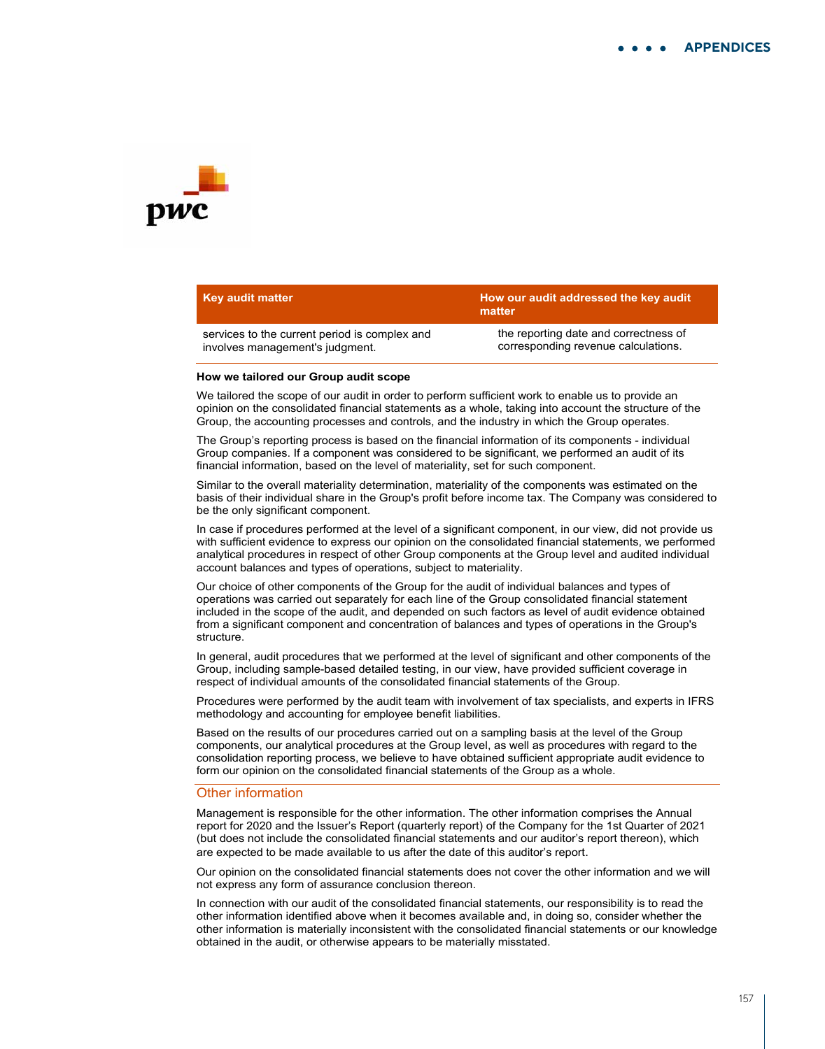| Key audit matter | How our audit addressed the key audit matter |
|---|---|
| services to the current period is complex and involves management's judgment. | the reporting date and correctness of corresponding revenue calculations. |

**How we tailored our Group audit scope**

We tailored the scope of our audit in order to perform sufficient work to enable us to provide an opinion on the consolidated financial statements as a whole, taking into account the structure of the Group, the accounting processes and controls, and the industry in which the Group operates.

The Group's reporting process is based on the financial information of its components - individual Group companies. If a component was considered to be significant, we performed an audit of its financial information, based on the level of materiality, set for such component.

Similar to the overall materiality determination, materiality of the components was estimated on the basis of their individual share in the Group's profit before income tax. The Company was considered to be the only significant component.

In case if procedures performed at the level of a significant component, in our view, did not provide us with sufficient evidence to express our opinion on the consolidated financial statements, we performed analytical procedures in respect of other Group components at the Group level and audited individual account balances and types of operations, subject to materiality.

Our choice of other components of the Group for the audit of individual balances and types of operations was carried out separately for each line of the Group consolidated financial statement included in the scope of the audit, and depended on such factors as level of audit evidence obtained from a significant component and concentration of balances and types of operations in the Group's structure.

In general, audit procedures that we performed at the level of significant and other components of the Group, including sample-based detailed testing, in our view, have provided sufficient coverage in respect of individual amounts of the consolidated financial statements of the Group.

Procedures were performed by the audit team with involvement of tax specialists, and experts in IFRS methodology and accounting for employee benefit liabilities.

Based on the results of our procedures carried out on a sampling basis at the level of the Group components, our analytical procedures at the Group level, as well as procedures with regard to the consolidation reporting process, we believe to have obtained sufficient appropriate audit evidence to form our opinion on the consolidated financial statements of the Group as a whole.

## Other information

Management is responsible for the other information. The other information comprises the Annual report for 2020 and the Issuer's Report (quarterly report) of the Company for the 1st Quarter of 2021 (but does not include the consolidated financial statements and our auditor's report thereon), which are expected to be made available to us after the date of this auditor's report.

Our opinion on the consolidated financial statements does not cover the other information and we will not express any form of assurance conclusion thereon.

In connection with our audit of the consolidated financial statements, our responsibility is to read the other information identified above when it becomes available and, in doing so, consider whether the other information is materially inconsistent with the consolidated financial statements or our knowledge obtained in the audit, or otherwise appears to be materially misstated.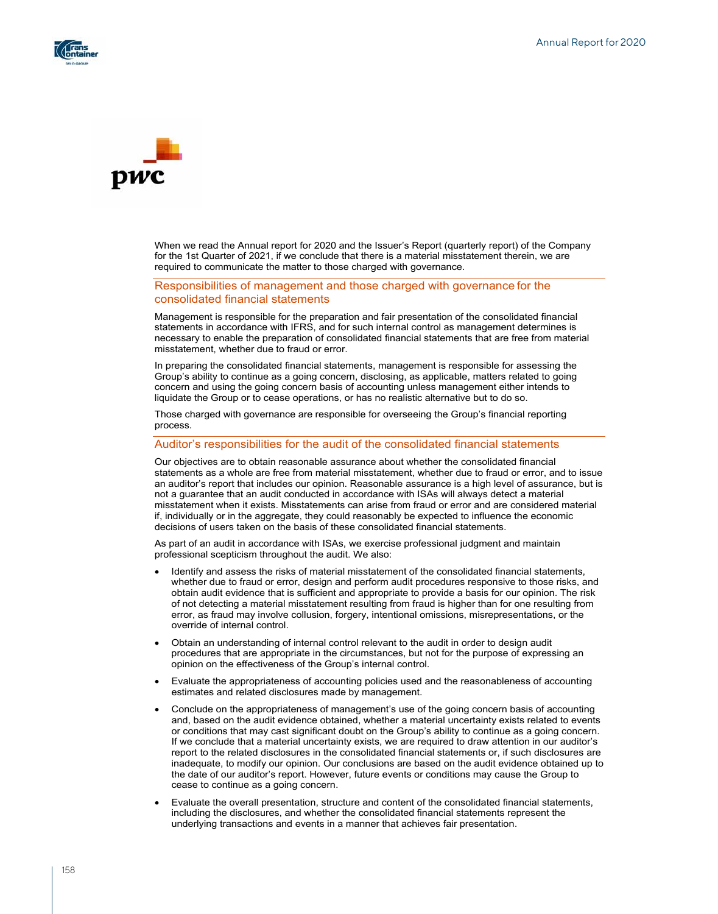When we read the Annual report for 2020 and the Issuer's Report (quarterly report) of the Company for the 1st Quarter of 2021, if we conclude that there is a material misstatement therein, we are required to communicate the matter to those charged with governance.

## Responsibilities of management and those charged with governance for the consolidated financial statements

Management is responsible for the preparation and fair presentation of the consolidated financial statements in accordance with IFRS, and for such internal control as management determines is necessary to enable the preparation of consolidated financial statements that are free from material misstatement, whether due to fraud or error.

In preparing the consolidated financial statements, management is responsible for assessing the Group's ability to continue as a going concern, disclosing, as applicable, matters related to going concern and using the going concern basis of accounting unless management either intends to liquidate the Group or to cease operations, or has no realistic alternative but to do so.

Those charged with governance are responsible for overseeing the Group's financial reporting process.

## Auditor's responsibilities for the audit of the consolidated financial statements

Our objectives are to obtain reasonable assurance about whether the consolidated financial statements as a whole are free from material misstatement, whether due to fraud or error, and to issue an auditor's report that includes our opinion. Reasonable assurance is a high level of assurance, but is not a guarantee that an audit conducted in accordance with ISAs will always detect a material misstatement when it exists. Misstatements can arise from fraud or error and are considered material if, individually or in the aggregate, they could reasonably be expected to influence the economic decisions of users taken on the basis of these consolidated financial statements.

As part of an audit in accordance with ISAs, we exercise professional judgment and maintain professional scepticism throughout the audit. We also:

- Identify and assess the risks of material misstatement of the consolidated financial statements, whether due to fraud or error, design and perform audit procedures responsive to those risks, and obtain audit evidence that is sufficient and appropriate to provide a basis for our opinion. The risk of not detecting a material misstatement resulting from fraud is higher than for one resulting from error, as fraud may involve collusion, forgery, intentional omissions, misrepresentations, or the override of internal control.
- Obtain an understanding of internal control relevant to the audit in order to design audit procedures that are appropriate in the circumstances, but not for the purpose of expressing an opinion on the effectiveness of the Group's internal control.
- Evaluate the appropriateness of accounting policies used and the reasonableness of accounting estimates and related disclosures made by management.
- Conclude on the appropriateness of management's use of the going concern basis of accounting and, based on the audit evidence obtained, whether a material uncertainty exists related to events or conditions that may cast significant doubt on the Group's ability to continue as a going concern. If we conclude that a material uncertainty exists, we are required to draw attention in our auditor's report to the related disclosures in the consolidated financial statements or, if such disclosures are inadequate, to modify our opinion. Our conclusions are based on the audit evidence obtained up to the date of our auditor's report. However, future events or conditions may cause the Group to cease to continue as a going concern.
- Evaluate the overall presentation, structure and content of the consolidated financial statements, including the disclosures, and whether the consolidated financial statements represent the underlying transactions and events in a manner that achieves fair presentation.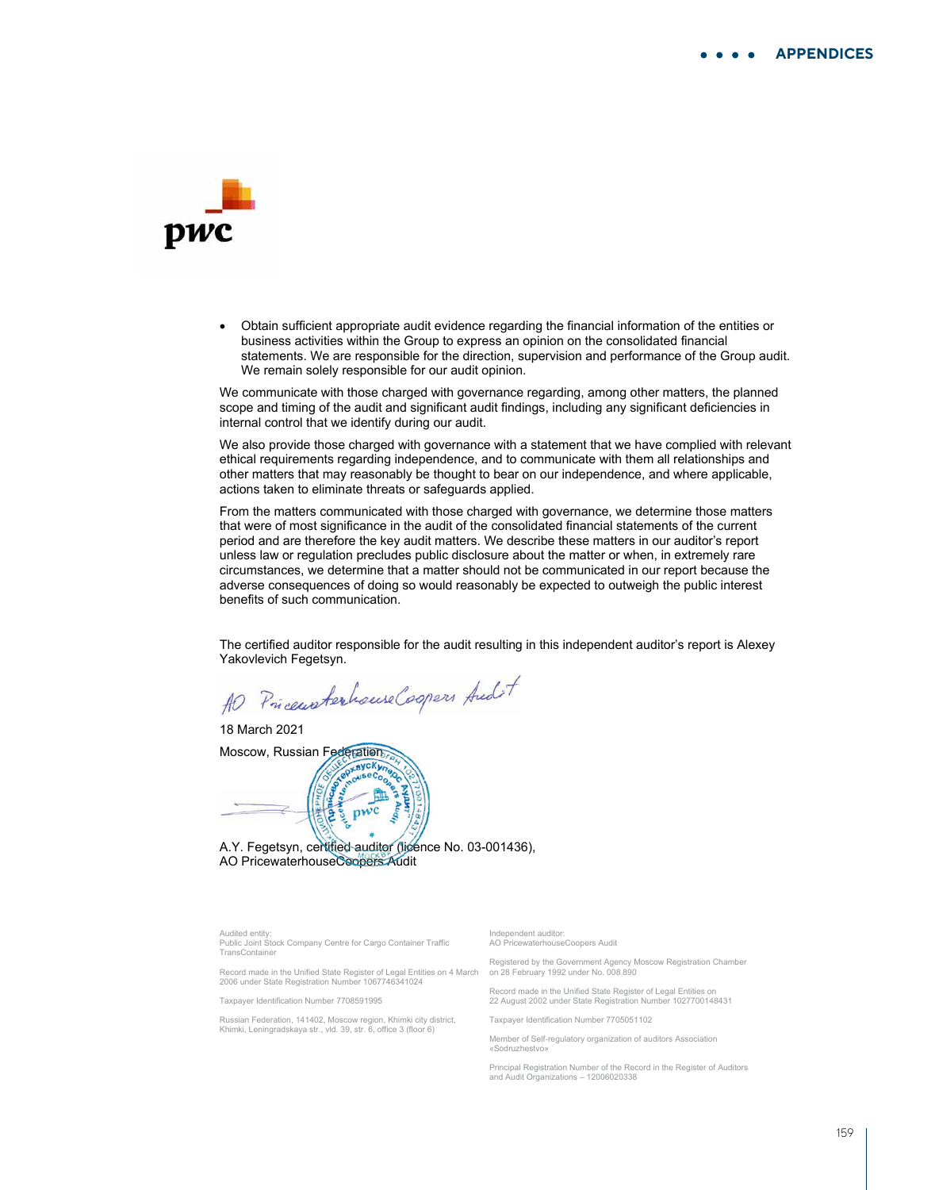- Obtain sufficient appropriate audit evidence regarding the financial information of the entities or business activities within the Group to express an opinion on the consolidated financial statements. We are responsible for the direction, supervision and performance of the Group audit. We remain solely responsible for our audit opinion.

We communicate with those charged with governance regarding, among other matters, the planned scope and timing of the audit and significant audit findings, including any significant deficiencies in internal control that we identify during our audit.

We also provide those charged with governance with a statement that we have complied with relevant ethical requirements regarding independence, and to communicate with them all relationships and other matters that may reasonably be thought to bear on our independence, and where applicable, actions taken to eliminate threats or safeguards applied.

From the matters communicated with those charged with governance, we determine those matters that were of most significance in the audit of the consolidated financial statements of the current period and are therefore the key audit matters. We describe these matters in our auditor's report unless law or regulation precludes public disclosure about the matter or when, in extremely rare circumstances, we determine that a matter should not be communicated in our report because the adverse consequences of doing so would reasonably be expected to outweigh the public interest benefits of such communication.

The certified auditor responsible for the audit resulting in this independent auditor's report is Alexey Yakovlevich Fegetsyn.

AO PricewaterhouseCoopers Audit

18 March 2021

Moscow, Russian Federation

A.Y. Fegetsyn, certified auditor (licence No. 03-001436),
AO PricewaterhouseCoopers Audit

Audited entity:
Public Joint Stock Company Centre for Cargo Container Traffic TransContainer

Record made in the Unified State Register of Legal Entities on 4 March 2006 under State Registration Number 1067746341024

Taxpayer Identification Number 7708591995

Russian Federation, 141402, Moscow region, Khimki city district, Khimki, Leningradskaya str., vld. 39, str. 6, office 3 (floor 6)

Independent auditor:
AO PricewaterhouseCoopers Audit

Registered by the Government Agency Moscow Registration Chamber on 28 February 1992 under No. 008.890

Record made in the Unified State Register of Legal Entities on 22 August 2002 under State Registration Number 1027700148431

Taxpayer Identification Number 7705051102

Member of Self-regulatory organization of auditors Association «Sodruzhestvo»

Principal Registration Number of the Record in the Register of Auditors and Audit Organizations – 12006020338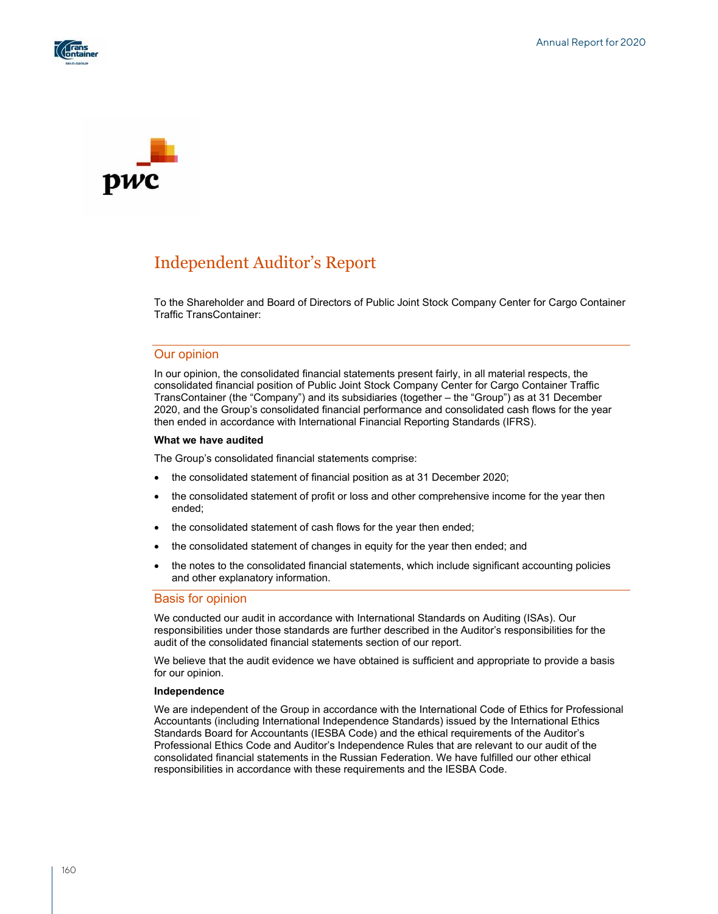# Independent Auditor's Report

To the Shareholder and Board of Directors of Public Joint Stock Company Center for Cargo Container Traffic TransContainer:

## Our opinion

In our opinion, the consolidated financial statements present fairly, in all material respects, the consolidated financial position of Public Joint Stock Company Center for Cargo Container Traffic TransContainer (the "Company") and its subsidiaries (together – the "Group") as at 31 December 2020, and the Group's consolidated financial performance and consolidated cash flows for the year then ended in accordance with International Financial Reporting Standards (IFRS).

**What we have audited**

The Group's consolidated financial statements comprise:

- the consolidated statement of financial position as at 31 December 2020;
- the consolidated statement of profit or loss and other comprehensive income for the year then ended;
- the consolidated statement of cash flows for the year then ended;
- the consolidated statement of changes in equity for the year then ended; and
- the notes to the consolidated financial statements, which include significant accounting policies and other explanatory information.

## Basis for opinion

We conducted our audit in accordance with International Standards on Auditing (ISAs). Our responsibilities under those standards are further described in the Auditor's responsibilities for the audit of the consolidated financial statements section of our report.

We believe that the audit evidence we have obtained is sufficient and appropriate to provide a basis for our opinion.

**Independence**

We are independent of the Group in accordance with the International Code of Ethics for Professional Accountants (including International Independence Standards) issued by the International Ethics Standards Board for Accountants (IESBA Code) and the ethical requirements of the Auditor's Professional Ethics Code and Auditor's Independence Rules that are relevant to our audit of the consolidated financial statements in the Russian Federation. We have fulfilled our other ethical responsibilities in accordance with these requirements and the IESBA Code.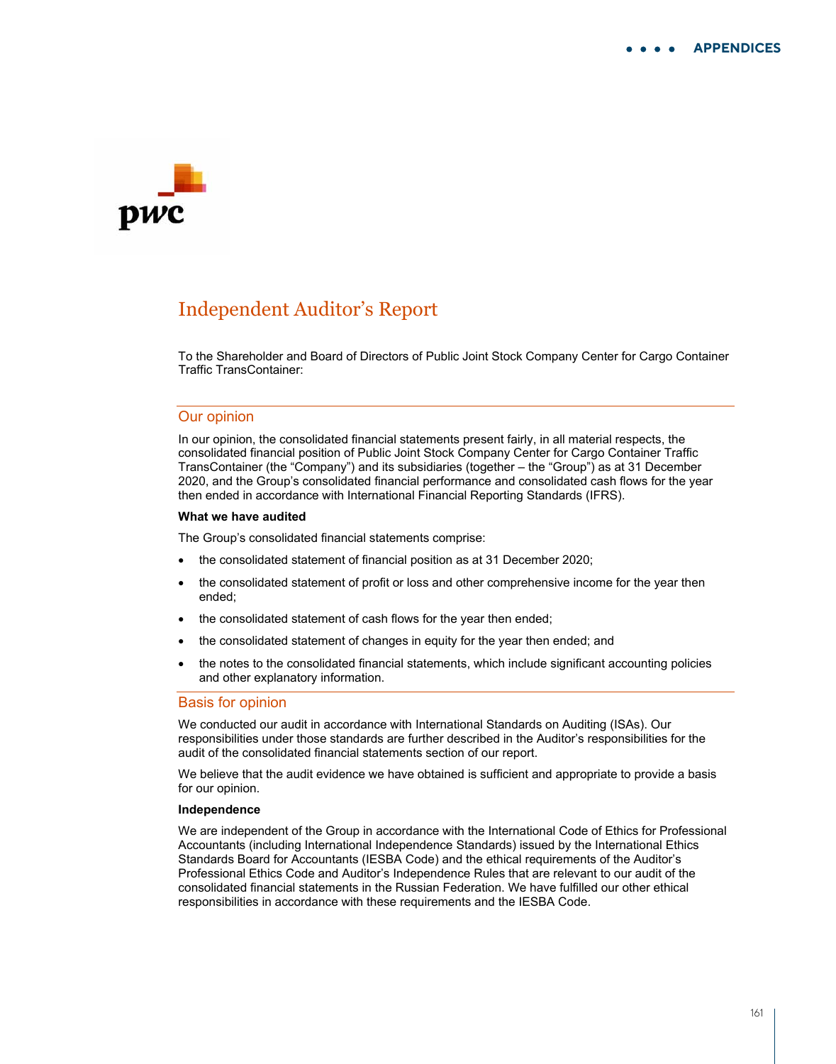# Independent Auditor's Report

To the Shareholder and Board of Directors of Public Joint Stock Company Center for Cargo Container Traffic TransContainer:

## Our opinion

In our opinion, the consolidated financial statements present fairly, in all material respects, the consolidated financial position of Public Joint Stock Company Center for Cargo Container Traffic TransContainer (the "Company") and its subsidiaries (together – the "Group") as at 31 December 2020, and the Group's consolidated financial performance and consolidated cash flows for the year then ended in accordance with International Financial Reporting Standards (IFRS).

**What we have audited**

The Group's consolidated financial statements comprise:

- the consolidated statement of financial position as at 31 December 2020;
- the consolidated statement of profit or loss and other comprehensive income for the year then ended;
- the consolidated statement of cash flows for the year then ended;
- the consolidated statement of changes in equity for the year then ended; and
- the notes to the consolidated financial statements, which include significant accounting policies and other explanatory information.

## Basis for opinion

We conducted our audit in accordance with International Standards on Auditing (ISAs). Our responsibilities under those standards are further described in the Auditor's responsibilities for the audit of the consolidated financial statements section of our report.

We believe that the audit evidence we have obtained is sufficient and appropriate to provide a basis for our opinion.

**Independence**

We are independent of the Group in accordance with the International Code of Ethics for Professional Accountants (including International Independence Standards) issued by the International Ethics Standards Board for Accountants (IESBA Code) and the ethical requirements of the Auditor's Professional Ethics Code and Auditor's Independence Rules that are relevant to our audit of the consolidated financial statements in the Russian Federation. We have fulfilled our other ethical responsibilities in accordance with these requirements and the IESBA Code.